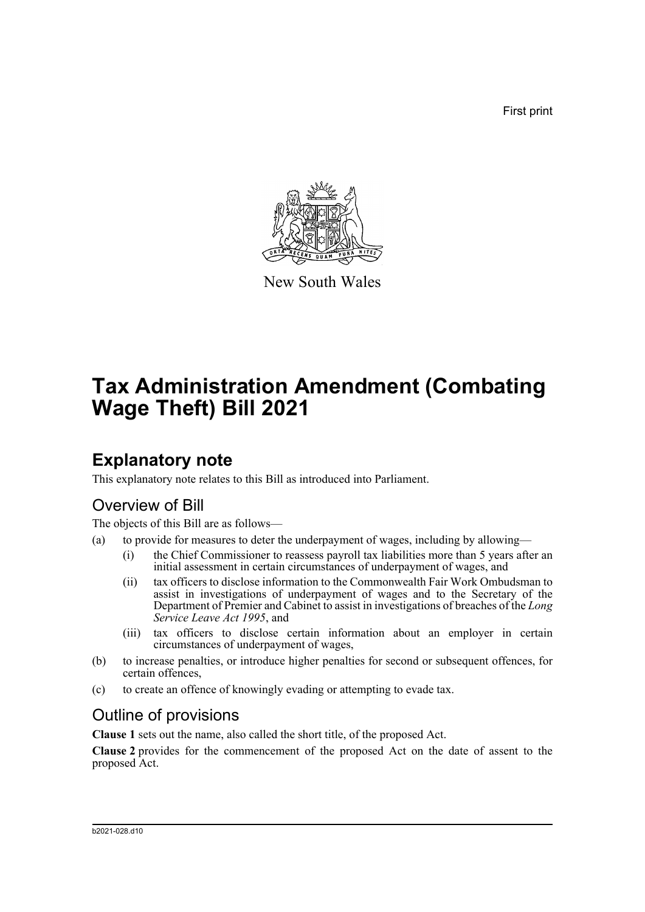First print

New South Wales

# Tax Administration Amendment (Combating Wage Theft) Bill 2021

## Explanatory note

This explanatory note relates to this Bill as introduced into Parliament.

### Overview of Bill

The objects of this Bill are as follows—

(a) to provide for measures to deter the underpayment of wages, including by allowing—

    (i) the Chief Commissioner to reassess payroll tax liabilities more than 5 years after an initial assessment in certain circumstances of underpayment of wages, and

    (ii) tax officers to disclose information to the Commonwealth Fair Work Ombudsman to assist in investigations of underpayment of wages and to the Secretary of the Department of Premier and Cabinet to assist in investigations of breaches of the *Long Service Leave Act 1995*, and

    (iii) tax officers to disclose certain information about an employer in certain circumstances of underpayment of wages,

(b) to increase penalties, or introduce higher penalties for second or subsequent offences, for certain offences,

(c) to create an offence of knowingly evading or attempting to evade tax.

### Outline of provisions

**Clause 1** sets out the name, also called the short title, of the proposed Act.

**Clause 2** provides for the commencement of the proposed Act on the date of assent to the proposed Act.

b2021-028.d10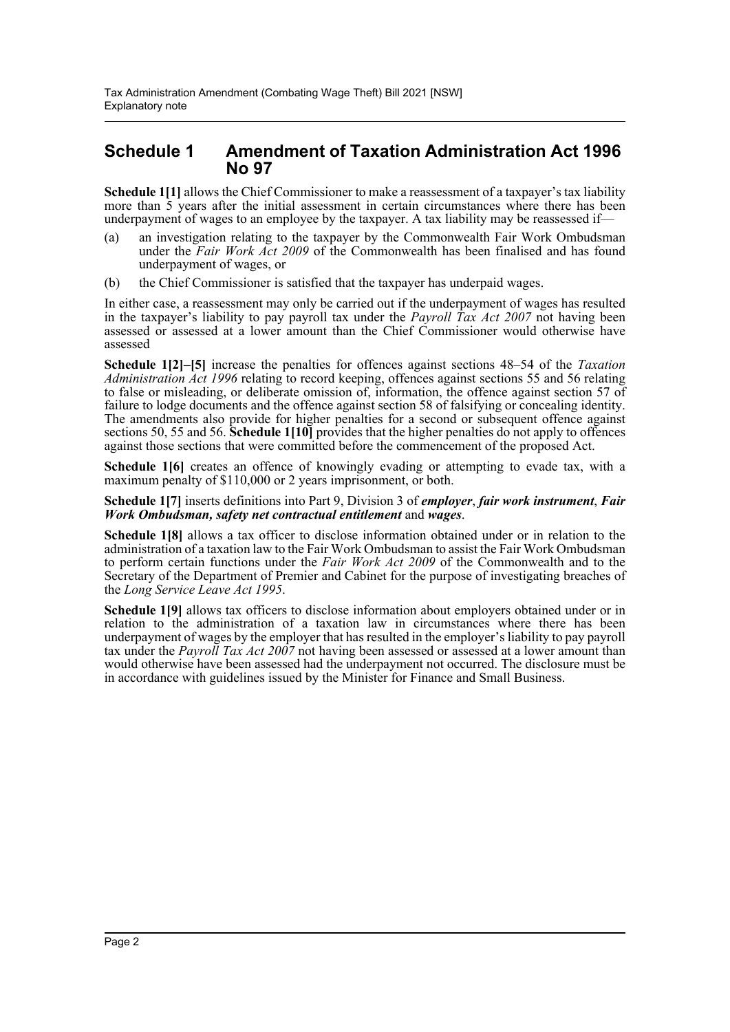## Schedule 1 Amendment of Taxation Administration Act 1996 No 97

**Schedule 1[1]** allows the Chief Commissioner to make a reassessment of a taxpayer's tax liability more than 5 years after the initial assessment in certain circumstances where there has been underpayment of wages to an employee by the taxpayer. A tax liability may be reassessed if—

(a) an investigation relating to the taxpayer by the Commonwealth Fair Work Ombudsman under the *Fair Work Act 2009* of the Commonwealth has been finalised and has found underpayment of wages, or

(b) the Chief Commissioner is satisfied that the taxpayer has underpaid wages.

In either case, a reassessment may only be carried out if the underpayment of wages has resulted in the taxpayer's liability to pay payroll tax under the *Payroll Tax Act 2007* not having been assessed or assessed at a lower amount than the Chief Commissioner would otherwise have assessed

**Schedule 1[2]–[5]** increase the penalties for offences against sections 48–54 of the *Taxation Administration Act 1996* relating to record keeping, offences against sections 55 and 56 relating to false or misleading, or deliberate omission of, information, the offence against section 57 of failure to lodge documents and the offence against section 58 of falsifying or concealing identity. The amendments also provide for higher penalties for a second or subsequent offence against sections 50, 55 and 56. **Schedule 1[10]** provides that the higher penalties do not apply to offences against those sections that were committed before the commencement of the proposed Act.

**Schedule 1[6]** creates an offence of knowingly evading or attempting to evade tax, with a maximum penalty of $110,000 or 2 years imprisonment, or both.

**Schedule 1[7]** inserts definitions into Part 9, Division 3 of ***employer***, ***fair work instrument***, ***Fair Work Ombudsman, safety net contractual entitlement*** and ***wages***.

**Schedule 1[8]** allows a tax officer to disclose information obtained under or in relation to the administration of a taxation law to the Fair Work Ombudsman to assist the Fair Work Ombudsman to perform certain functions under the *Fair Work Act 2009* of the Commonwealth and to the Secretary of the Department of Premier and Cabinet for the purpose of investigating breaches of the *Long Service Leave Act 1995*.

**Schedule 1[9]** allows tax officers to disclose information about employers obtained under or in relation to the administration of a taxation law in circumstances where there has been underpayment of wages by the employer that has resulted in the employer's liability to pay payroll tax under the *Payroll Tax Act 2007* not having been assessed or assessed at a lower amount than would otherwise have been assessed had the underpayment not occurred. The disclosure must be in accordance with guidelines issued by the Minister for Finance and Small Business.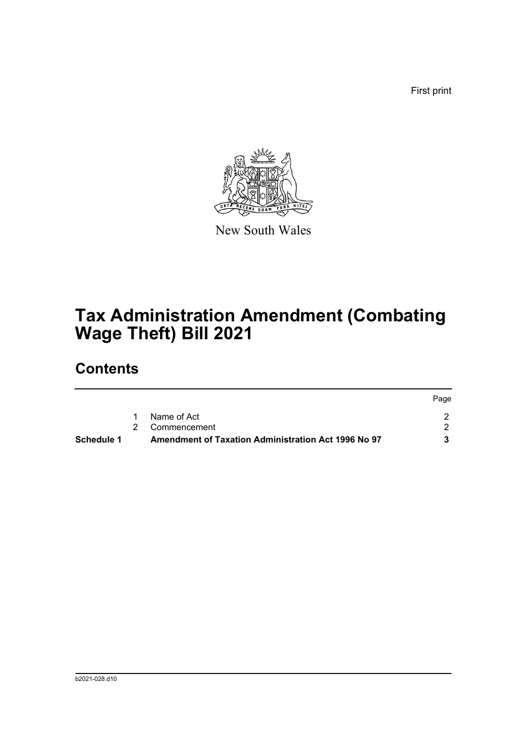First print

New South Wales

# Tax Administration Amendment (Combating Wage Theft) Bill 2021

## Contents

| | | | Page |
|---|---|---|---|
| | 1 | Name of Act | 2 |
| | 2 | Commencement | 2 |
| **Schedule 1** | | **Amendment of Taxation Administration Act 1996 No 97** | **3** |

b2021-028.d10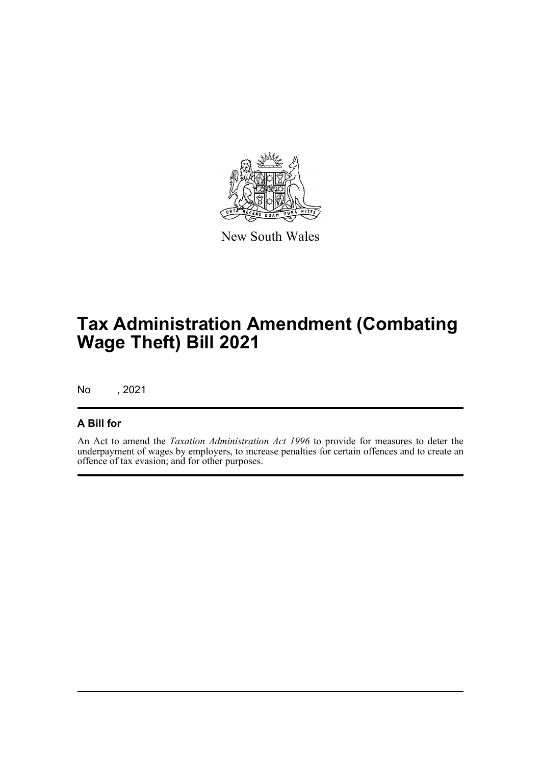New South Wales

# Tax Administration Amendment (Combating Wage Theft) Bill 2021

No , 2021

## A Bill for

An Act to amend the *Taxation Administration Act 1996* to provide for measures to deter the underpayment of wages by employers, to increase penalties for certain offences and to create an offence of tax evasion; and for other purposes.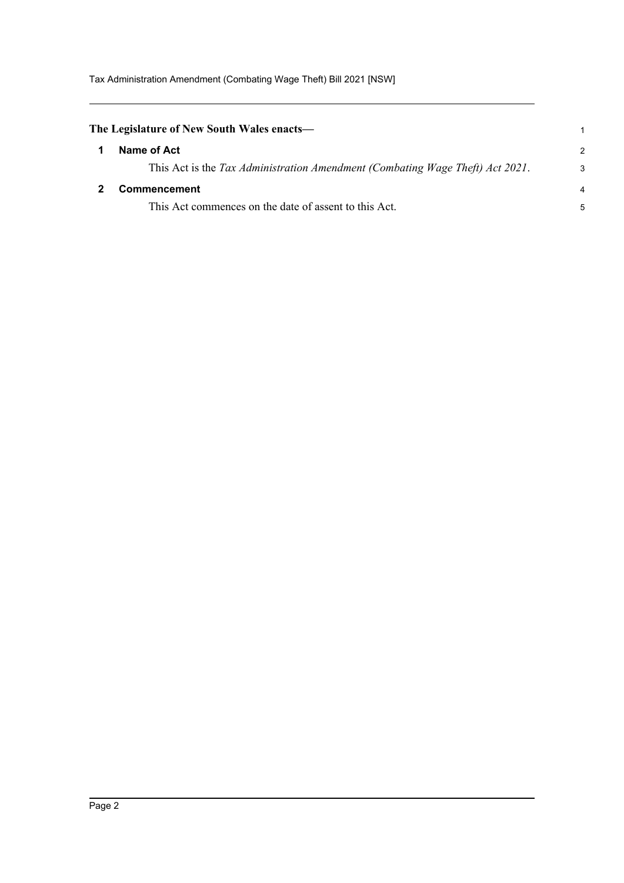**The Legislature of New South Wales enacts—**

## 1 Name of Act

This Act is the *Tax Administration Amendment (Combating Wage Theft) Act 2021*.

## 2 Commencement

This Act commences on the date of assent to this Act.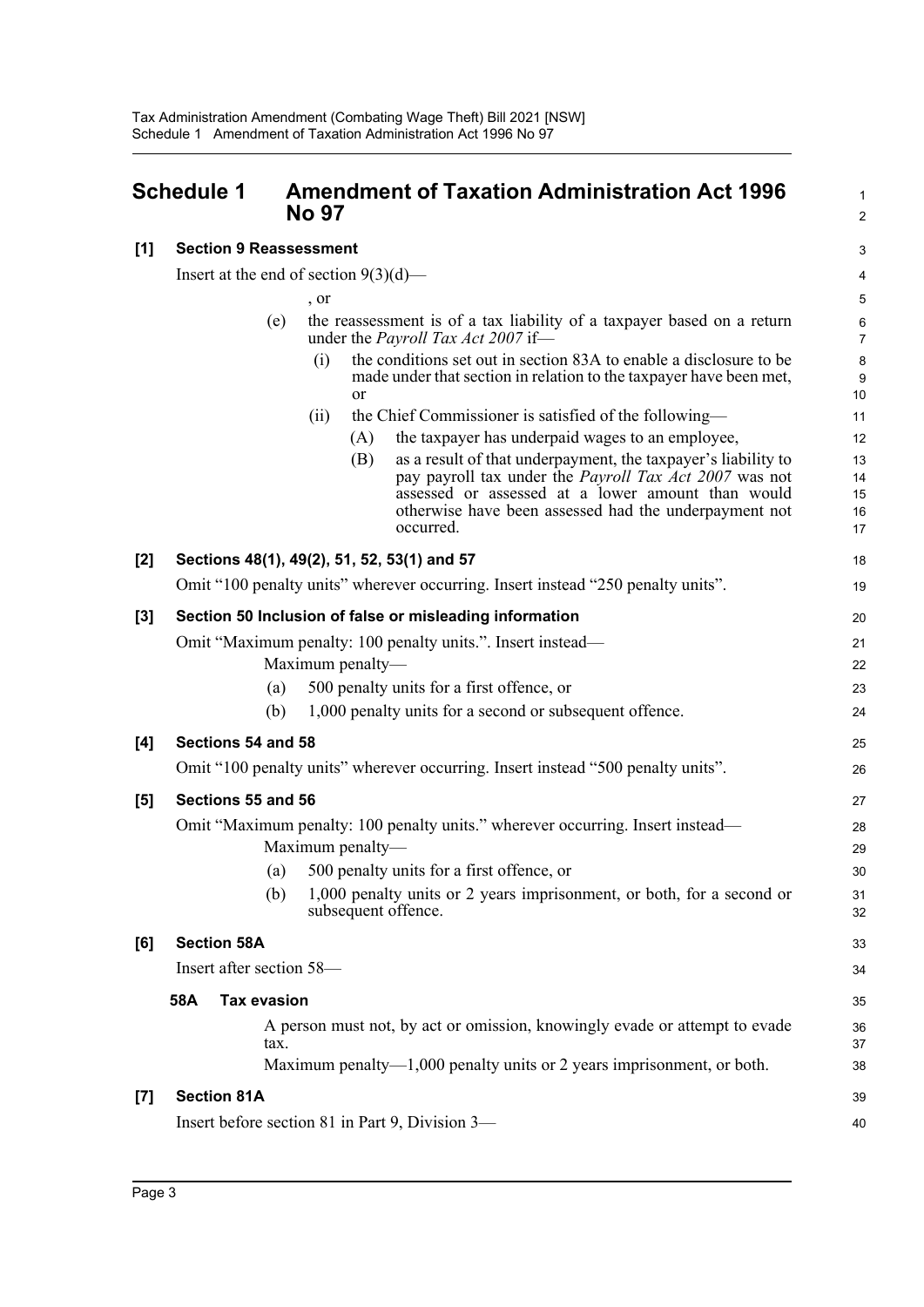# Schedule 1 Amendment of Taxation Administration Act 1996 No 97

## [1] Section 9 Reassessment

Insert at the end of section 9(3)(d)—

, or

(e) the reassessment is of a tax liability of a taxpayer based on a return under the *Payroll Tax Act 2007* if—

(i) the conditions set out in section 83A to enable a disclosure to be made under that section in relation to the taxpayer have been met, or

(ii) the Chief Commissioner is satisfied of the following—

(A) the taxpayer has underpaid wages to an employee,

(B) as a result of that underpayment, the taxpayer's liability to pay payroll tax under the *Payroll Tax Act 2007* was not assessed or assessed at a lower amount than would otherwise have been assessed had the underpayment not occurred.

## [2] Sections 48(1), 49(2), 51, 52, 53(1) and 57

Omit "100 penalty units" wherever occurring. Insert instead "250 penalty units".

## [3] Section 50 Inclusion of false or misleading information

Omit "Maximum penalty: 100 penalty units.". Insert instead—

Maximum penalty—

(a) 500 penalty units for a first offence, or

(b) 1,000 penalty units for a second or subsequent offence.

## [4] Sections 54 and 58

Omit "100 penalty units" wherever occurring. Insert instead "500 penalty units".

## [5] Sections 55 and 56

Omit "Maximum penalty: 100 penalty units." wherever occurring. Insert instead—

Maximum penalty—

(a) 500 penalty units for a first offence, or

(b) 1,000 penalty units or 2 years imprisonment, or both, for a second or subsequent offence.

## [6] Section 58A

Insert after section 58—

### 58A Tax evasion

A person must not, by act or omission, knowingly evade or attempt to evade tax.

Maximum penalty—1,000 penalty units or 2 years imprisonment, or both.

## [7] Section 81A

Insert before section 81 in Part 9, Division 3—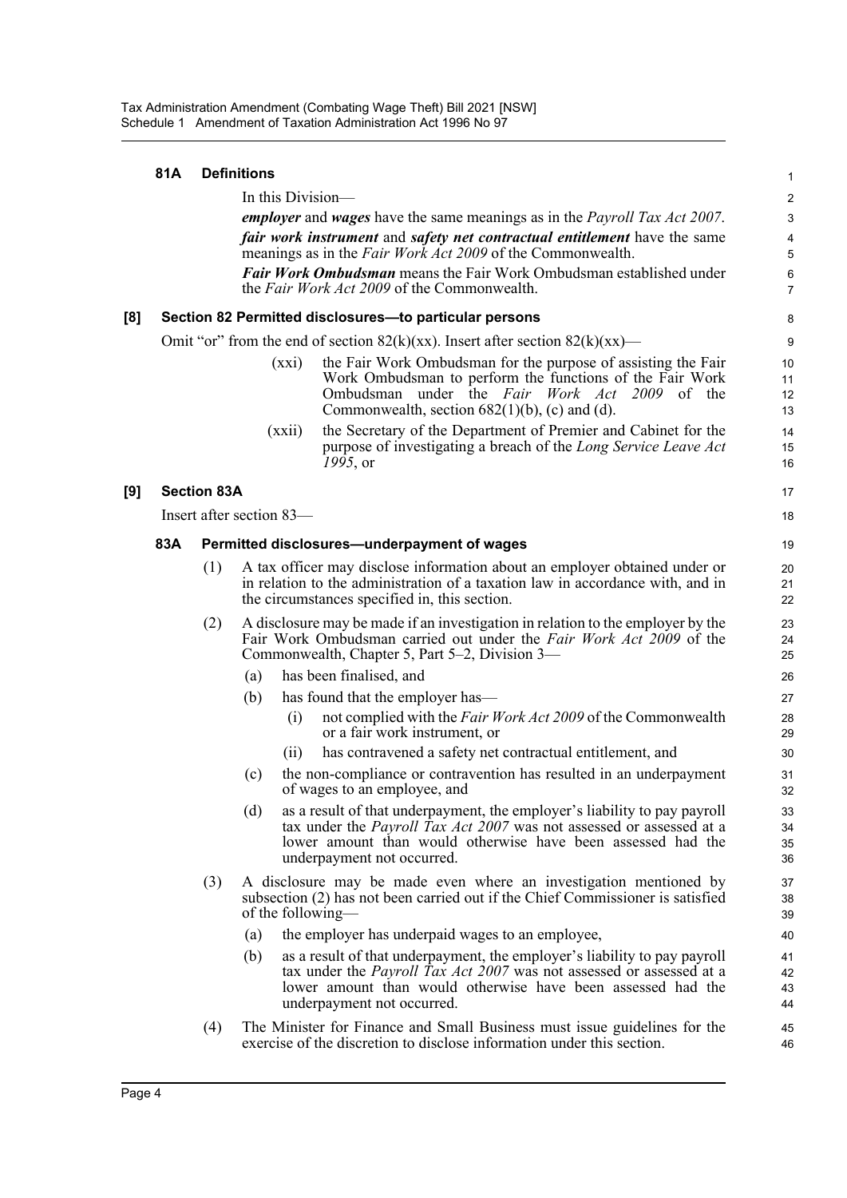**81A Definitions**

In this Division—

***employer*** and ***wages*** have the same meanings as in the *Payroll Tax Act 2007*.

***fair work instrument*** and ***safety net contractual entitlement*** have the same meanings as in the *Fair Work Act 2009* of the Commonwealth.

***Fair Work Ombudsman*** means the Fair Work Ombudsman established under the *Fair Work Act 2009* of the Commonwealth.

**[8] Section 82 Permitted disclosures—to particular persons**

Omit "or" from the end of section 82(k)(xx). Insert after section 82(k)(xx)—

(xxi) the Fair Work Ombudsman for the purpose of assisting the Fair Work Ombudsman to perform the functions of the Fair Work Ombudsman under the *Fair Work Act 2009* of the Commonwealth, section 682(1)(b), (c) and (d).

(xxii) the Secretary of the Department of Premier and Cabinet for the purpose of investigating a breach of the *Long Service Leave Act 1995*, or

**[9] Section 83A**

Insert after section 83—

**83A Permitted disclosures—underpayment of wages**

(1) A tax officer may disclose information about an employer obtained under or in relation to the administration of a taxation law in accordance with, and in the circumstances specified in, this section.

(2) A disclosure may be made if an investigation in relation to the employer by the Fair Work Ombudsman carried out under the *Fair Work Act 2009* of the Commonwealth, Chapter 5, Part 5–2, Division 3—

(a) has been finalised, and

(b) has found that the employer has—

(i) not complied with the *Fair Work Act 2009* of the Commonwealth or a fair work instrument, or

(ii) has contravened a safety net contractual entitlement, and

(c) the non-compliance or contravention has resulted in an underpayment of wages to an employee, and

(d) as a result of that underpayment, the employer's liability to pay payroll tax under the *Payroll Tax Act 2007* was not assessed or assessed at a lower amount than would otherwise have been assessed had the underpayment not occurred.

(3) A disclosure may be made even where an investigation mentioned by subsection (2) has not been carried out if the Chief Commissioner is satisfied of the following—

(a) the employer has underpaid wages to an employee,

(b) as a result of that underpayment, the employer's liability to pay payroll tax under the *Payroll Tax Act 2007* was not assessed or assessed at a lower amount than would otherwise have been assessed had the underpayment not occurred.

(4) The Minister for Finance and Small Business must issue guidelines for the exercise of the discretion to disclose information under this section.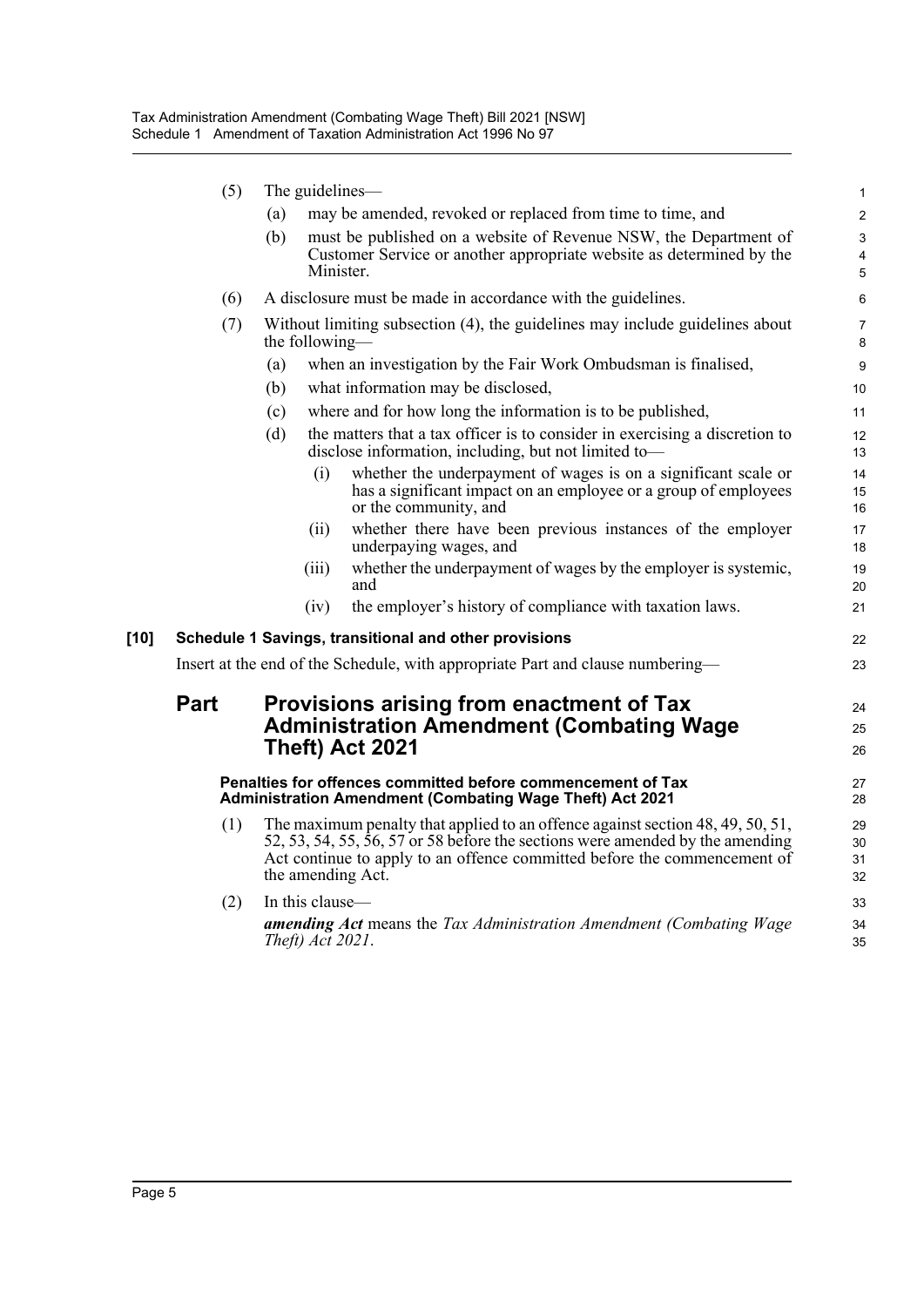(5) The guidelines—

(a) may be amended, revoked or replaced from time to time, and

(b) must be published on a website of Revenue NSW, the Department of Customer Service or another appropriate website as determined by the Minister.

(6) A disclosure must be made in accordance with the guidelines.

(7) Without limiting subsection (4), the guidelines may include guidelines about the following—

(a) when an investigation by the Fair Work Ombudsman is finalised,

(b) what information may be disclosed,

(c) where and for how long the information is to be published,

(d) the matters that a tax officer is to consider in exercising a discretion to disclose information, including, but not limited to—

(i) whether the underpayment of wages is on a significant scale or has a significant impact on an employee or a group of employees or the community, and

(ii) whether there have been previous instances of the employer underpaying wages, and

(iii) whether the underpayment of wages by the employer is systemic, and

(iv) the employer's history of compliance with taxation laws.

**[10] Schedule 1 Savings, transitional and other provisions**

Insert at the end of the Schedule, with appropriate Part and clause numbering—

## Part Provisions arising from enactment of Tax Administration Amendment (Combating Wage Theft) Act 2021

#### Penalties for offences committed before commencement of Tax Administration Amendment (Combating Wage Theft) Act 2021

(1) The maximum penalty that applied to an offence against section 48, 49, 50, 51, 52, 53, 54, 55, 56, 57 or 58 before the sections were amended by the amending Act continue to apply to an offence committed before the commencement of the amending Act.

(2) In this clause—

***amending Act*** means the *Tax Administration Amendment (Combating Wage Theft) Act 2021*.